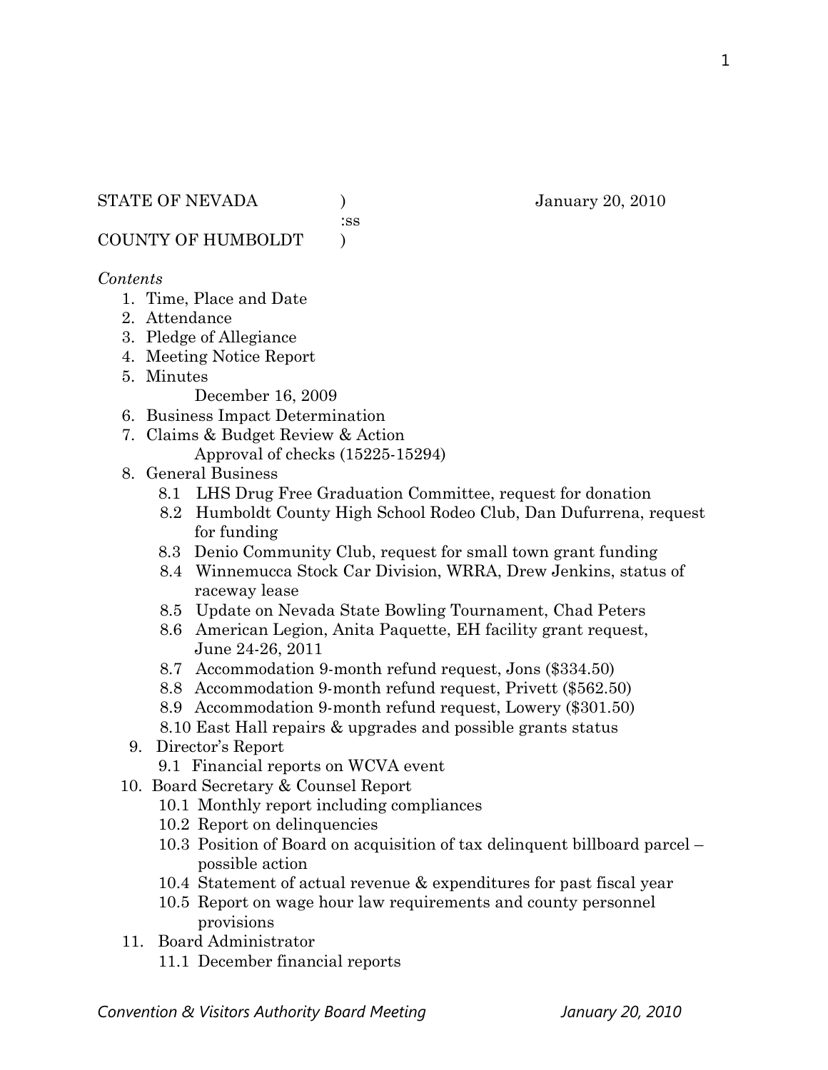STATE OF NEVADA ) January 20, 2010

:ss

COUNTY OF HUMBOLDT )

*Contents*

1. Time, Place and Date
2. Attendance
3. Pledge of Allegiance
4. Meeting Notice Report
5. Minutes
   December 16, 2009
6. Business Impact Determination
7. Claims & Budget Review & Action
   Approval of checks (15225-15294)
8. General Business
   - 8.1 LHS Drug Free Graduation Committee, request for donation
   - 8.2 Humboldt County High School Rodeo Club, Dan Dufurrena, request for funding
   - 8.3 Denio Community Club, request for small town grant funding
   - 8.4 Winnemucca Stock Car Division, WRRA, Drew Jenkins, status of raceway lease
   - 8.5 Update on Nevada State Bowling Tournament, Chad Peters
   - 8.6 American Legion, Anita Paquette, EH facility grant request, June 24-26, 2011
   - 8.7 Accommodation 9-month refund request, Jons ($334.50)
   - 8.8 Accommodation 9-month refund request, Privett ($562.50)
   - 8.9 Accommodation 9-month refund request, Lowery ($301.50)
   - 8.10 East Hall repairs & upgrades and possible grants status
9. Director's Report
   - 9.1 Financial reports on WCVA event
10. Board Secretary & Counsel Report
    - 10.1 Monthly report including compliances
    - 10.2 Report on delinquencies
    - 10.3 Position of Board on acquisition of tax delinquent billboard parcel – possible action
    - 10.4 Statement of actual revenue & expenditures for past fiscal year
    - 10.5 Report on wage hour law requirements and county personnel provisions
11. Board Administrator
    - 11.1 December financial reports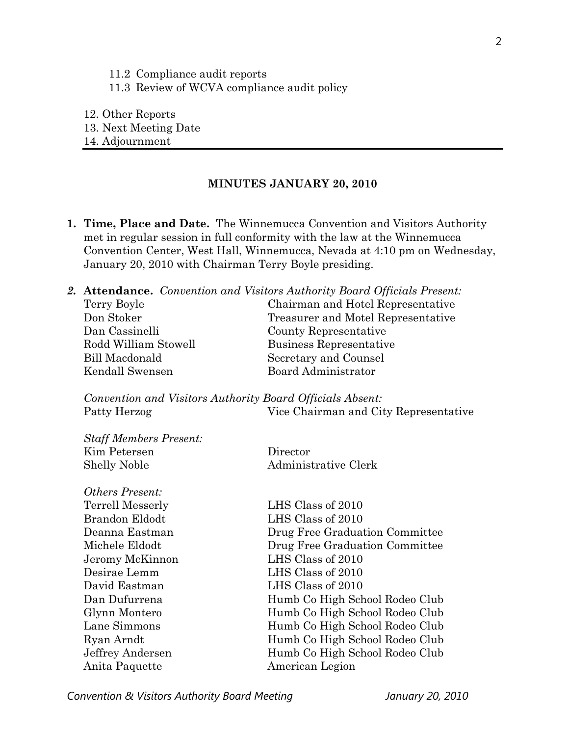11.2 Compliance audit reports
11.3 Review of WCVA compliance audit policy

12. Other Reports
13. Next Meeting Date
14. Adjournment

---

## MINUTES JANUARY 20, 2010

1. **Time, Place and Date.** The Winnemucca Convention and Visitors Authority met in regular session in full conformity with the law at the Winnemucca Convention Center, West Hall, Winnemucca, Nevada at 4:10 pm on Wednesday, January 20, 2010 with Chairman Terry Boyle presiding.

2. **Attendance.** *Convention and Visitors Authority Board Officials Present:*

| | |
|---|---|
| Terry Boyle | Chairman and Hotel Representative |
| Don Stoker | Treasurer and Motel Representative |
| Dan Cassinelli | County Representative |
| Rodd William Stowell | Business Representative |
| Bill Macdonald | Secretary and Counsel |
| Kendall Swensen | Board Administrator |

*Convention and Visitors Authority Board Officials Absent:*

| | |
|---|---|
| Patty Herzog | Vice Chairman and City Representative |

*Staff Members Present:*

| | |
|---|---|
| Kim Petersen | Director |
| Shelly Noble | Administrative Clerk |

*Others Present:*

| | |
|---|---|
| Terrell Messerly | LHS Class of 2010 |
| Brandon Eldodt | LHS Class of 2010 |
| Deanna Eastman | Drug Free Graduation Committee |
| Michele Eldodt | Drug Free Graduation Committee |
| Jeromy McKinnon | LHS Class of 2010 |
| Desirae Lemm | LHS Class of 2010 |
| David Eastman | LHS Class of 2010 |
| Dan Dufurrena | Humb Co High School Rodeo Club |
| Glynn Montero | Humb Co High School Rodeo Club |
| Lane Simmons | Humb Co High School Rodeo Club |
| Ryan Arndt | Humb Co High School Rodeo Club |
| Jeffrey Andersen | Humb Co High School Rodeo Club |
| Anita Paquette | American Legion |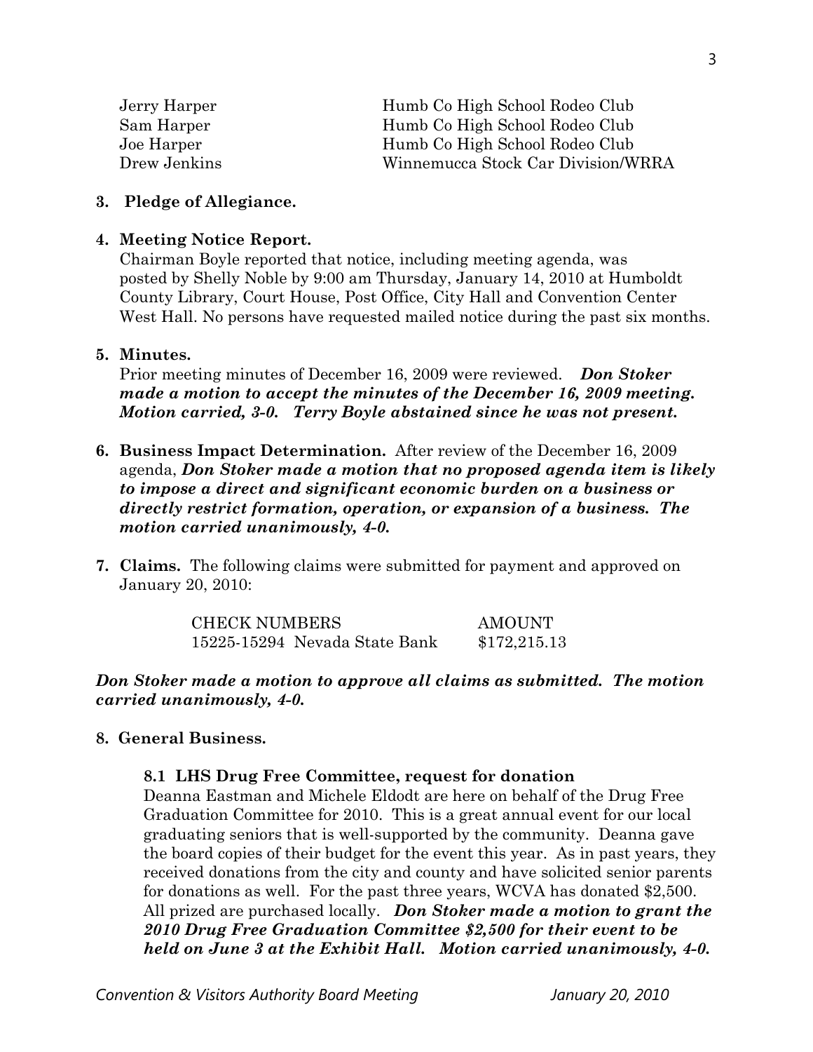| | |
|---|---|
| Jerry Harper | Humb Co High School Rodeo Club |
| Sam Harper | Humb Co High School Rodeo Club |
| Joe Harper | Humb Co High School Rodeo Club |
| Drew Jenkins | Winnemucca Stock Car Division/WRRA |

**3. Pledge of Allegiance.**

**4. Meeting Notice Report.**
Chairman Boyle reported that notice, including meeting agenda, was posted by Shelly Noble by 9:00 am Thursday, January 14, 2010 at Humboldt County Library, Court House, Post Office, City Hall and Convention Center West Hall. No persons have requested mailed notice during the past six months.

**5. Minutes.**
Prior meeting minutes of December 16, 2009 were reviewed. ***Don Stoker made a motion to accept the minutes of the December 16, 2009 meeting. Motion carried, 3-0. Terry Boyle abstained since he was not present.***

**6. Business Impact Determination.** After review of the December 16, 2009 agenda, ***Don Stoker made a motion that no proposed agenda item is likely to impose a direct and significant economic burden on a business or directly restrict formation, operation, or expansion of a business. The motion carried unanimously, 4-0.***

**7. Claims.** The following claims were submitted for payment and approved on January 20, 2010:

| CHECK NUMBERS | AMOUNT |
|---|---|
| 15225-15294 Nevada State Bank | \$172,215.13 |

***Don Stoker made a motion to approve all claims as submitted. The motion carried unanimously, 4-0.***

**8. General Business.**

**8.1 LHS Drug Free Committee, request for donation**
Deanna Eastman and Michele Eldodt are here on behalf of the Drug Free Graduation Committee for 2010. This is a great annual event for our local graduating seniors that is well-supported by the community. Deanna gave the board copies of their budget for the event this year. As in past years, they received donations from the city and county and have solicited senior parents for donations as well. For the past three years, WCVA has donated \$2,500. All prized are purchased locally. ***Don Stoker made a motion to grant the 2010 Drug Free Graduation Committee \$2,500 for their event to be held on June 3 at the Exhibit Hall. Motion carried unanimously, 4-0.***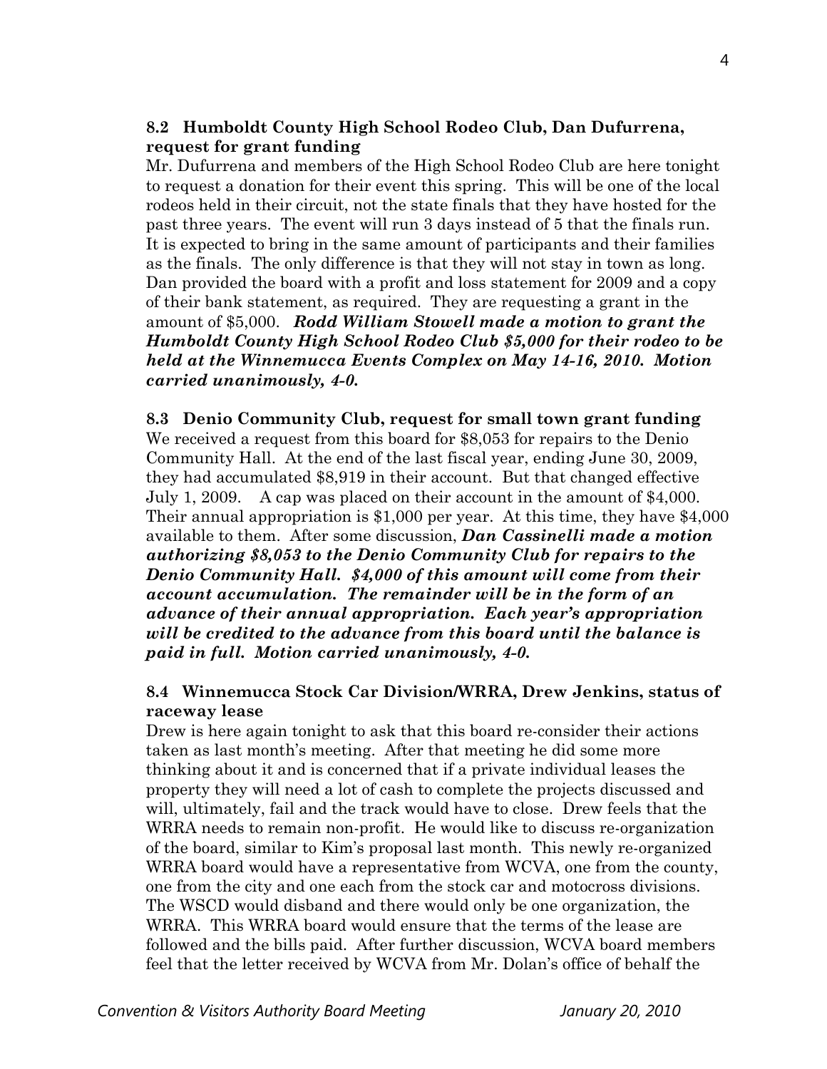**8.2 Humboldt County High School Rodeo Club, Dan Dufurrena, request for grant funding**

Mr. Dufurrena and members of the High School Rodeo Club are here tonight to request a donation for their event this spring. This will be one of the local rodeos held in their circuit, not the state finals that they have hosted for the past three years. The event will run 3 days instead of 5 that the finals run. It is expected to bring in the same amount of participants and their families as the finals. The only difference is that they will not stay in town as long. Dan provided the board with a profit and loss statement for 2009 and a copy of their bank statement, as required. They are requesting a grant in the amount of $5,000. ***Rodd William Stowell made a motion to grant the Humboldt County High School Rodeo Club $5,000 for their rodeo to be held at the Winnemucca Events Complex on May 14-16, 2010. Motion carried unanimously, 4-0.***

**8.3 Denio Community Club, request for small town grant funding**

We received a request from this board for $8,053 for repairs to the Denio Community Hall. At the end of the last fiscal year, ending June 30, 2009, they had accumulated $8,919 in their account. But that changed effective July 1, 2009. A cap was placed on their account in the amount of $4,000. Their annual appropriation is $1,000 per year. At this time, they have $4,000 available to them. After some discussion, ***Dan Cassinelli made a motion authorizing $8,053 to the Denio Community Club for repairs to the Denio Community Hall. $4,000 of this amount will come from their account accumulation. The remainder will be in the form of an advance of their annual appropriation. Each year's appropriation will be credited to the advance from this board until the balance is paid in full. Motion carried unanimously, 4-0.***

**8.4 Winnemucca Stock Car Division/WRRA, Drew Jenkins, status of raceway lease**

Drew is here again tonight to ask that this board re-consider their actions taken as last month's meeting. After that meeting he did some more thinking about it and is concerned that if a private individual leases the property they will need a lot of cash to complete the projects discussed and will, ultimately, fail and the track would have to close. Drew feels that the WRRA needs to remain non-profit. He would like to discuss re-organization of the board, similar to Kim's proposal last month. This newly re-organized WRRA board would have a representative from WCVA, one from the county, one from the city and one each from the stock car and motocross divisions. The WSCD would disband and there would only be one organization, the WRRA. This WRRA board would ensure that the terms of the lease are followed and the bills paid. After further discussion, WCVA board members feel that the letter received by WCVA from Mr. Dolan's office of behalf the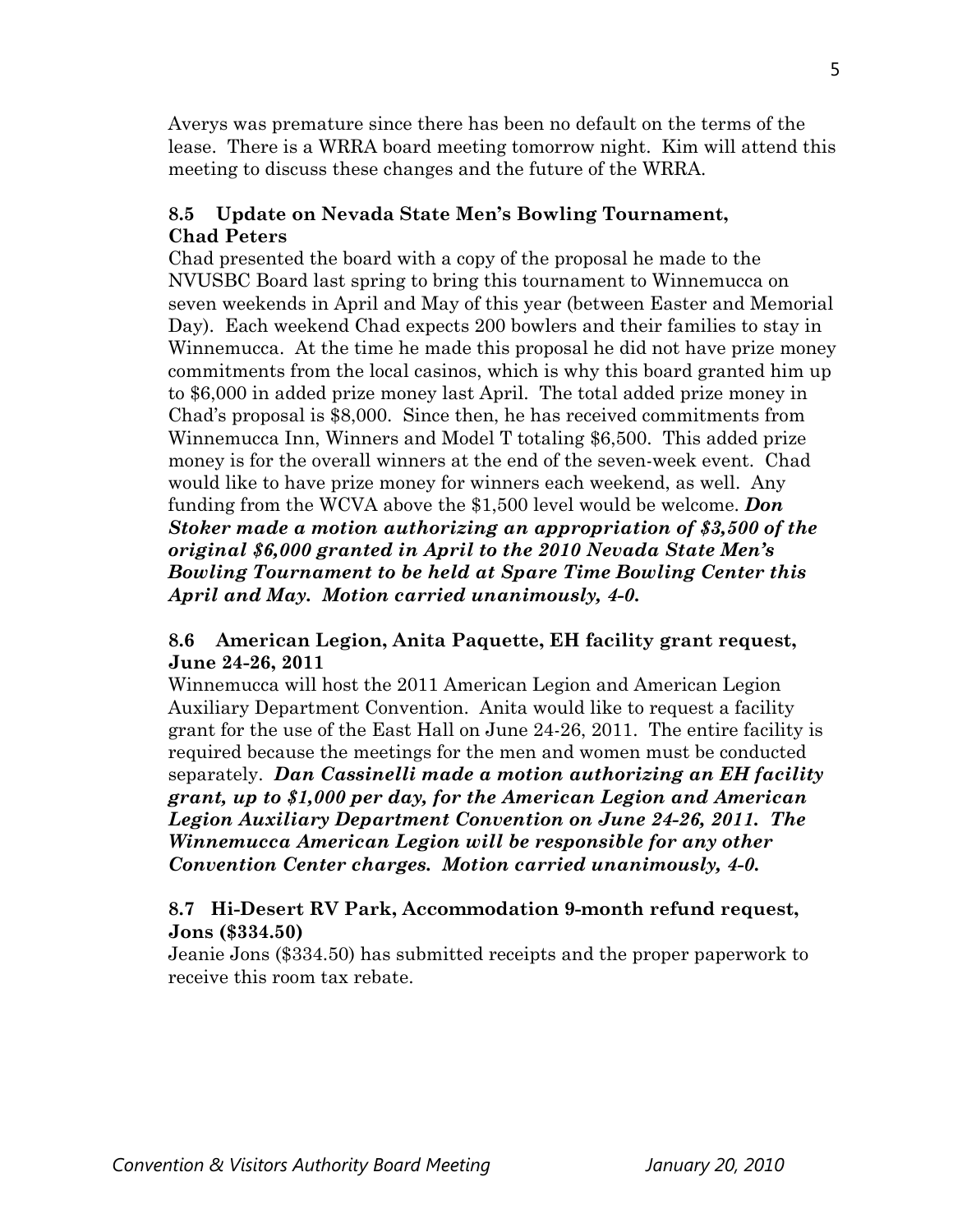Averys was premature since there has been no default on the terms of the lease. There is a WRRA board meeting tomorrow night. Kim will attend this meeting to discuss these changes and the future of the WRRA.

### 8.5 Update on Nevada State Men's Bowling Tournament, Chad Peters

Chad presented the board with a copy of the proposal he made to the NVUSBC Board last spring to bring this tournament to Winnemucca on seven weekends in April and May of this year (between Easter and Memorial Day). Each weekend Chad expects 200 bowlers and their families to stay in Winnemucca. At the time he made this proposal he did not have prize money commitments from the local casinos, which is why this board granted him up to $6,000 in added prize money last April. The total added prize money in Chad's proposal is $8,000. Since then, he has received commitments from Winnemucca Inn, Winners and Model T totaling $6,500. This added prize money is for the overall winners at the end of the seven-week event. Chad would like to have prize money for winners each weekend, as well. Any funding from the WCVA above the $1,500 level would be welcome. ***Don Stoker made a motion authorizing an appropriation of $3,500 of the original $6,000 granted in April to the 2010 Nevada State Men's Bowling Tournament to be held at Spare Time Bowling Center this April and May. Motion carried unanimously, 4-0.***

### 8.6 American Legion, Anita Paquette, EH facility grant request, June 24-26, 2011

Winnemucca will host the 2011 American Legion and American Legion Auxiliary Department Convention. Anita would like to request a facility grant for the use of the East Hall on June 24-26, 2011. The entire facility is required because the meetings for the men and women must be conducted separately. ***Dan Cassinelli made a motion authorizing an EH facility grant, up to $1,000 per day, for the American Legion and American Legion Auxiliary Department Convention on June 24-26, 2011. The Winnemucca American Legion will be responsible for any other Convention Center charges. Motion carried unanimously, 4-0.***

### 8.7 Hi-Desert RV Park, Accommodation 9-month refund request, Jons ($334.50)

Jeanie Jons ($334.50) has submitted receipts and the proper paperwork to receive this room tax rebate.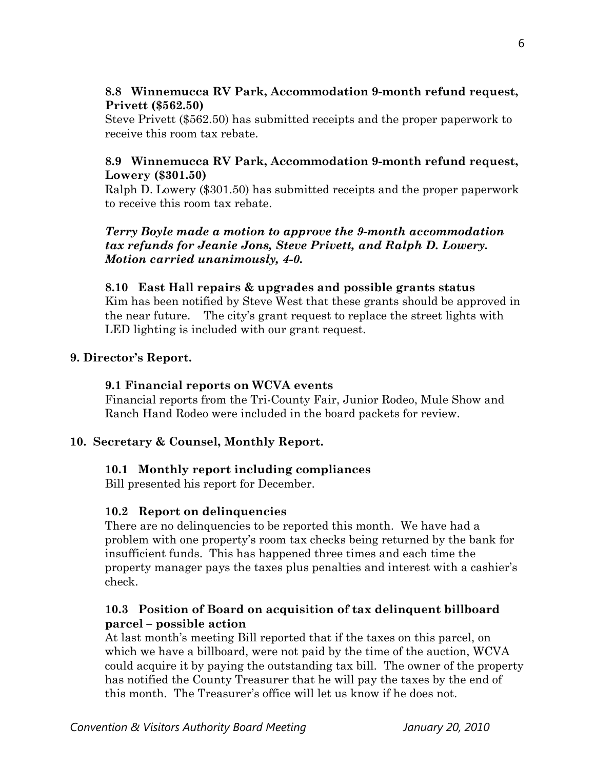### 8.8 Winnemucca RV Park, Accommodation 9-month refund request, Privett ($562.50)

Steve Privett ($562.50) has submitted receipts and the proper paperwork to receive this room tax rebate.

### 8.9 Winnemucca RV Park, Accommodation 9-month refund request, Lowery ($301.50)

Ralph D. Lowery ($301.50) has submitted receipts and the proper paperwork to receive this room tax rebate.

***Terry Boyle made a motion to approve the 9-month accommodation tax refunds for Jeanie Jons, Steve Privett, and Ralph D. Lowery. Motion carried unanimously, 4-0.***

### 8.10 East Hall repairs & upgrades and possible grants status

Kim has been notified by Steve West that these grants should be approved in the near future. The city's grant request to replace the street lights with LED lighting is included with our grant request.

## 9. Director's Report.

### 9.1 Financial reports on WCVA events

Financial reports from the Tri-County Fair, Junior Rodeo, Mule Show and Ranch Hand Rodeo were included in the board packets for review.

## 10. Secretary & Counsel, Monthly Report.

### 10.1 Monthly report including compliances

Bill presented his report for December.

### 10.2 Report on delinquencies

There are no delinquencies to be reported this month. We have had a problem with one property's room tax checks being returned by the bank for insufficient funds. This has happened three times and each time the property manager pays the taxes plus penalties and interest with a cashier's check.

### 10.3 Position of Board on acquisition of tax delinquent billboard parcel – possible action

At last month's meeting Bill reported that if the taxes on this parcel, on which we have a billboard, were not paid by the time of the auction, WCVA could acquire it by paying the outstanding tax bill. The owner of the property has notified the County Treasurer that he will pay the taxes by the end of this month. The Treasurer's office will let us know if he does not.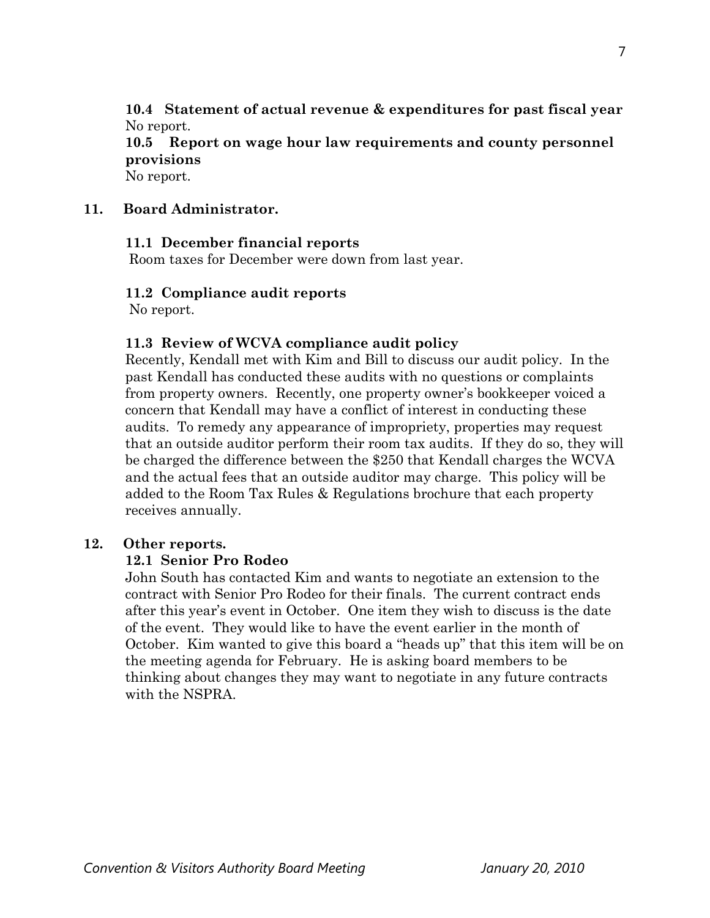**10.4 Statement of actual revenue & expenditures for past fiscal year**
No report.

**10.5 Report on wage hour law requirements and county personnel provisions**
No report.

## 11. Board Administrator.

### 11.1 December financial reports

Room taxes for December were down from last year.

### 11.2 Compliance audit reports

No report.

### 11.3 Review of WCVA compliance audit policy

Recently, Kendall met with Kim and Bill to discuss our audit policy. In the past Kendall has conducted these audits with no questions or complaints from property owners. Recently, one property owner's bookkeeper voiced a concern that Kendall may have a conflict of interest in conducting these audits. To remedy any appearance of impropriety, properties may request that an outside auditor perform their room tax audits. If they do so, they will be charged the difference between the $250 that Kendall charges the WCVA and the actual fees that an outside auditor may charge. This policy will be added to the Room Tax Rules & Regulations brochure that each property receives annually.

## 12. Other reports.

### 12.1 Senior Pro Rodeo

John South has contacted Kim and wants to negotiate an extension to the contract with Senior Pro Rodeo for their finals. The current contract ends after this year's event in October. One item they wish to discuss is the date of the event. They would like to have the event earlier in the month of October. Kim wanted to give this board a "heads up" that this item will be on the meeting agenda for February. He is asking board members to be thinking about changes they may want to negotiate in any future contracts with the NSPRA.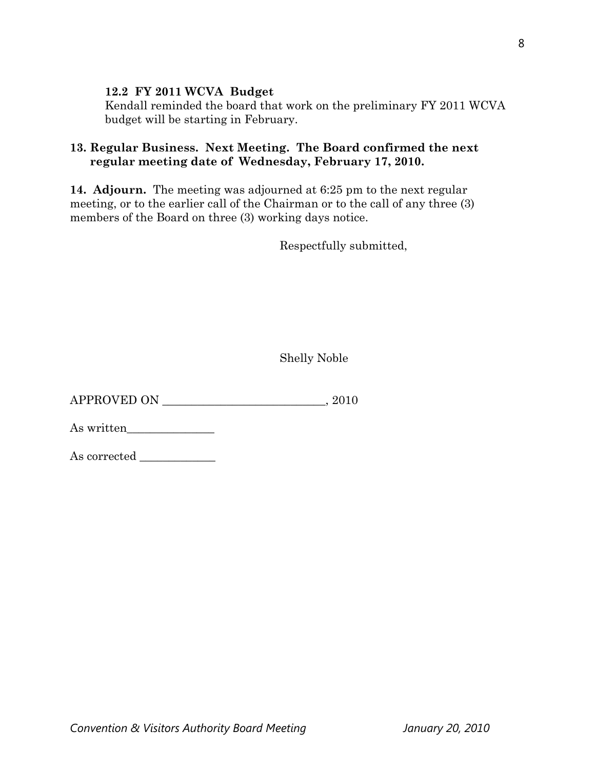**12.2 FY 2011 WCVA Budget**

Kendall reminded the board that work on the preliminary FY 2011 WCVA budget will be starting in February.

**13. Regular Business. Next Meeting. The Board confirmed the next regular meeting date of Wednesday, February 17, 2010.**

**14. Adjourn.** The meeting was adjourned at 6:25 pm to the next regular meeting, or to the earlier call of the Chairman or to the call of any three (3) members of the Board on three (3) working days notice.

Respectfully submitted,

Shelly Noble

APPROVED ON ___________________________, 2010

As written_______________

As corrected _____________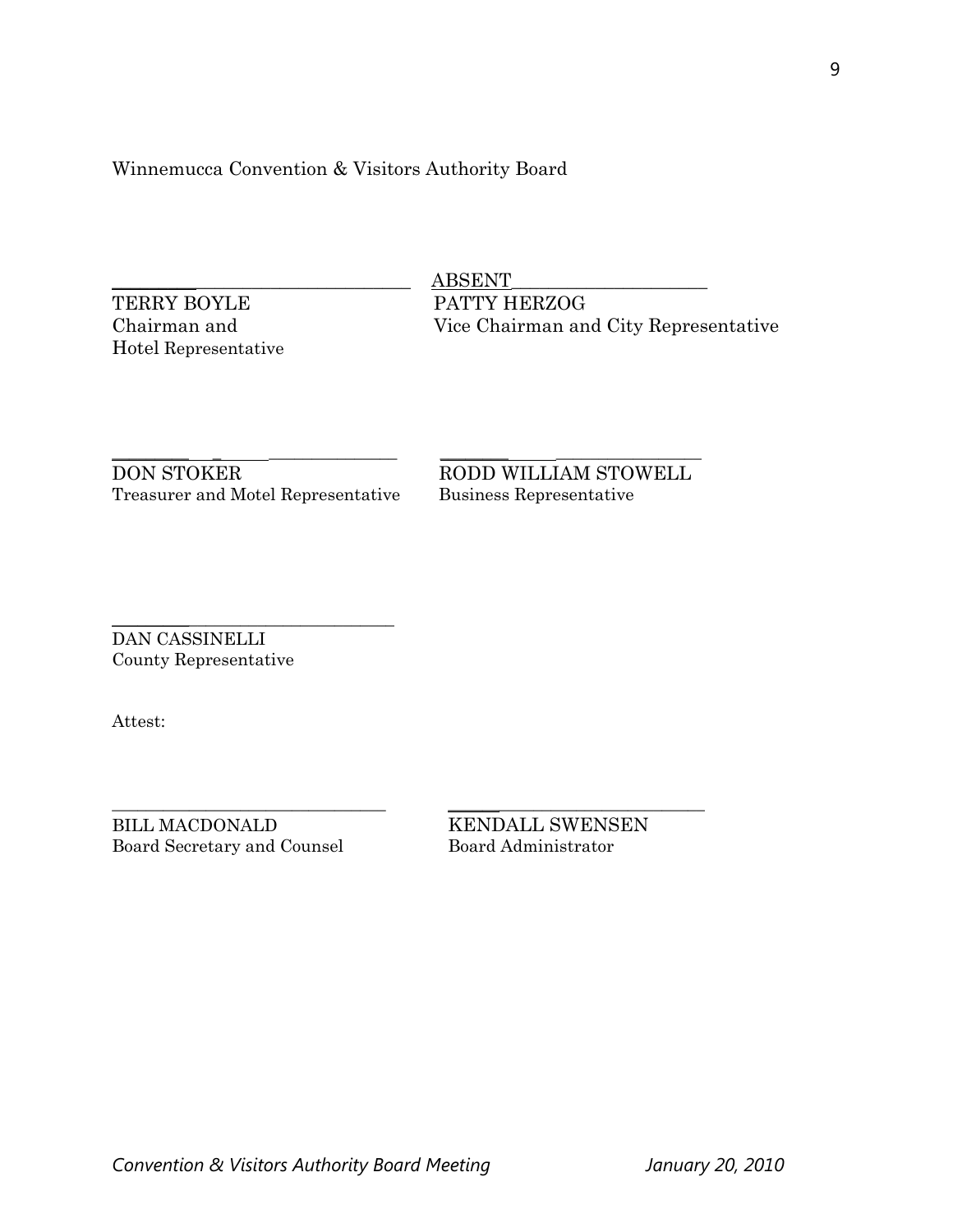Winnemucca Convention & Visitors Authority Board

\_\_\_\_\_\_\_\_\_\_\_\_\_\_\_\_\_\_\_\_\_\_\_\_\_\_\_\_\_\_\_\_
TERRY BOYLE
Chairman and
Hotel Representative

ABSENT\_\_\_\_\_\_\_\_\_\_\_\_\_\_\_\_\_\_\_\_\_\_\_\_
PATTY HERZOG
Vice Chairman and City Representative

\_\_\_\_\_\_\_\_\_\_\_\_\_\_\_\_\_\_\_\_\_\_\_\_\_\_\_\_\_\_\_\_
DON STOKER
Treasurer and Motel Representative

\_\_\_\_\_\_\_\_\_\_\_\_\_\_\_\_\_\_\_\_\_\_\_\_\_\_\_\_\_\_\_\_
RODD WILLIAM STOWELL
Business Representative

\_\_\_\_\_\_\_\_\_\_\_\_\_\_\_\_\_\_\_\_\_\_\_\_\_\_\_\_\_\_\_\_
DAN CASSINELLI
County Representative

Attest:

\_\_\_\_\_\_\_\_\_\_\_\_\_\_\_\_\_\_\_\_\_\_\_\_\_\_\_\_\_\_\_\_
BILL MACDONALD
Board Secretary and Counsel

\_\_\_\_\_\_\_\_\_\_\_\_\_\_\_\_\_\_\_\_\_\_\_\_\_\_\_\_\_\_\_\_
KENDALL SWENSEN
Board Administrator